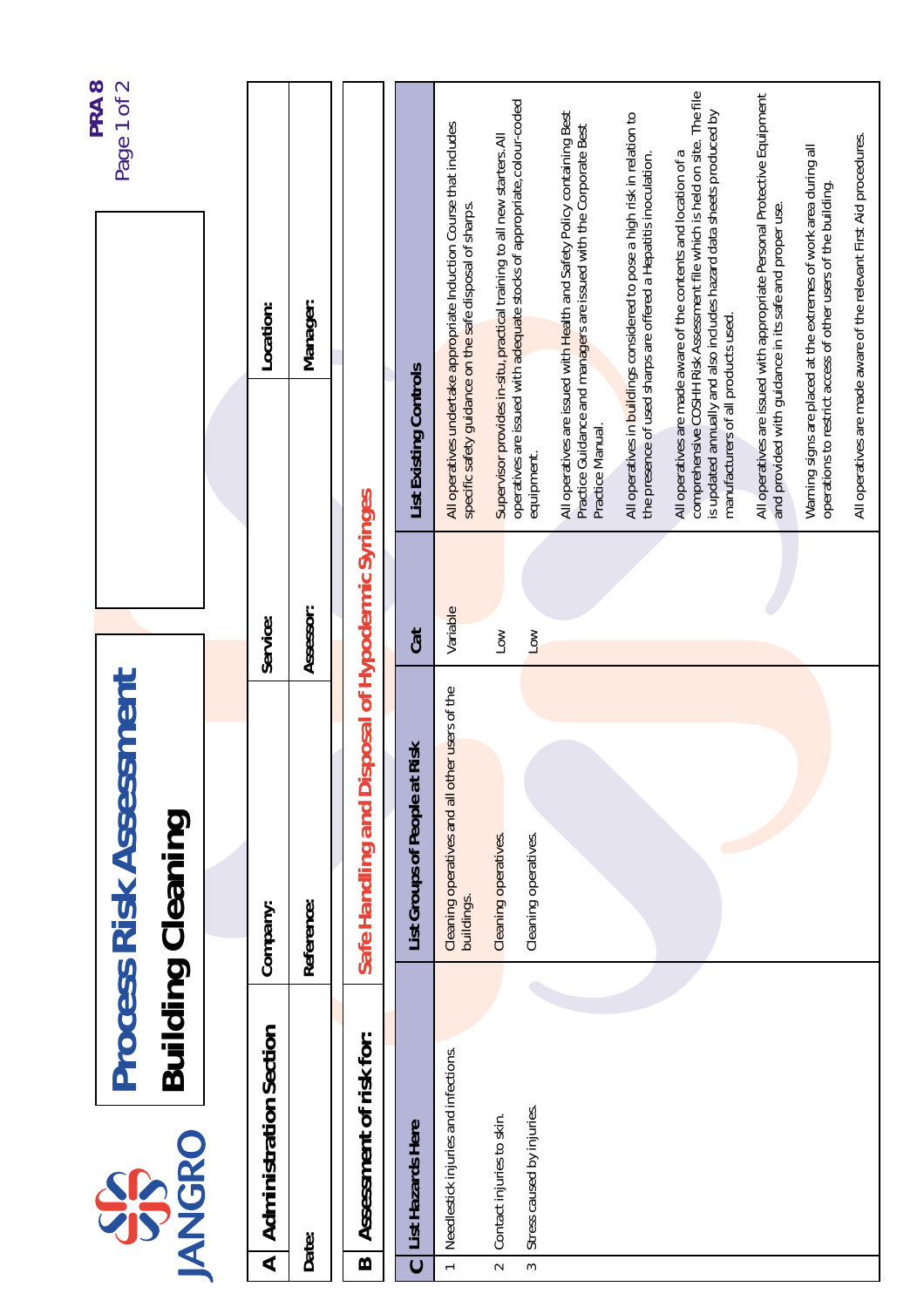JANGRO

# Process Risk Assessment

## Building Cleaning

PRA 8

| A | Administration Section | Company: | Service: | Location: |
|---|---|---|---|---|
| | Date: | Reference: | Assessor: | Manager: |

| B | Assessment of risk for: | Safe Handling and Disposal of Hypodermic Syringes |
|---|---|---|

| C | List Hazards Here | List Groups of People at Risk | Cat | List Existing Controls |
|---|---|---|---|---|
| 1 | Needlestick injuries and infections. | Cleaning operatives and all other users of the buildings. | Variable | All operatives undertake appropriate Induction Course that includes specific safety guidance on the safe disposal of sharps. |
| 2 | Contact injuries to skin. | Cleaning operatives. | Low | Supervisor provides in-situ, practical training to all new starters. All operatives are issued with adequate stocks of appropriate, colour-coded equipment. |
| 3 | Stress caused by injuries. | Cleaning operatives. | Low | All operatives are issued with Health and Safety Policy containing Best Practice Guidance and managers are issued with the Corporate Best Practice Manual. |
| | | | | All operatives in buildings considered to pose a high risk in relation to the presence of used sharps are offered a Hepatitis inoculation. |
| | | | | All operatives are made aware of the contents and location of a comprehensive COSHH Risk Assessment file which is held on site. The file is updated annually and also includes hazard data sheets produced by manufacturers of all products used. |
| | | | | All operatives are issued with appropriate Personal Protective Equipment and provided with guidance in its safe and proper use. |
| | | | | Warning signs are placed at the extremes of work area during all operations to restrict access of other users of the building. |
| | | | | All operatives are made aware of the relevant First Aid procedures. |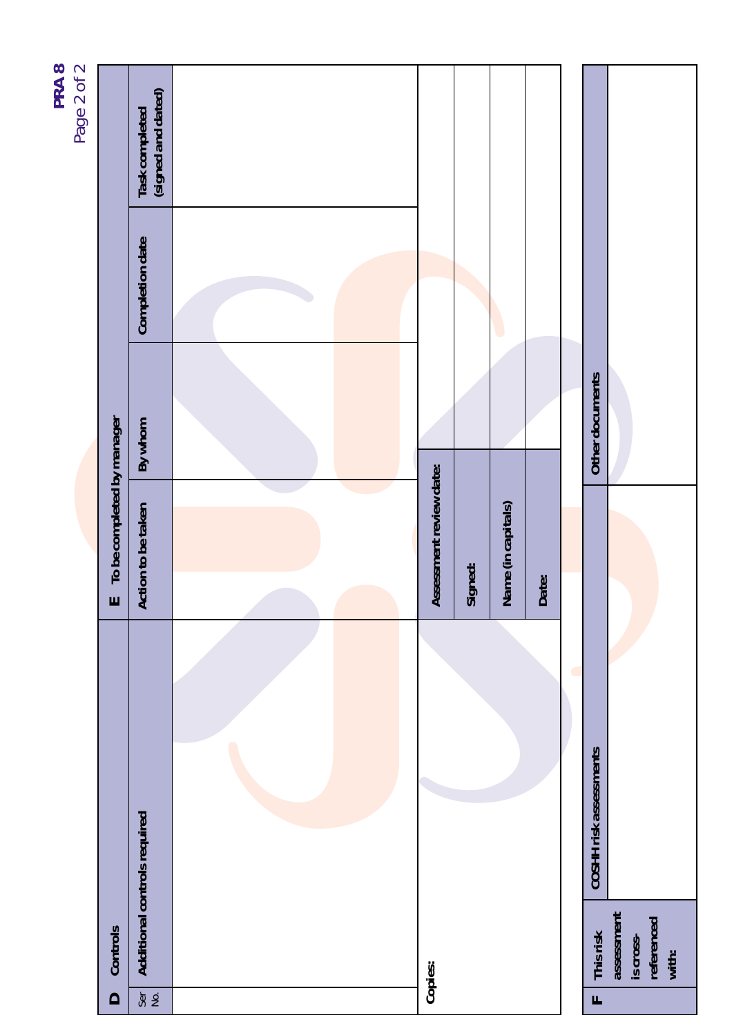**PRA 8**

| D Controls | | E To be completed by manager | | | |
|---|---|---|---|---|---|
| Ser No. | Additional controls required | Action to be taken | By whom | Completion date | Task completed (signed and dated) |
| | | | | | |

| | | |
|---|---|---|
| Copies: | Assessment review date: | |
| | Signed: | |
| | Name (in capitals) | |
| | Date: | |

| F This risk assessment is cross-referenced with: | COSHH risk assessments | Other documents |
|---|---|---|
| | | |